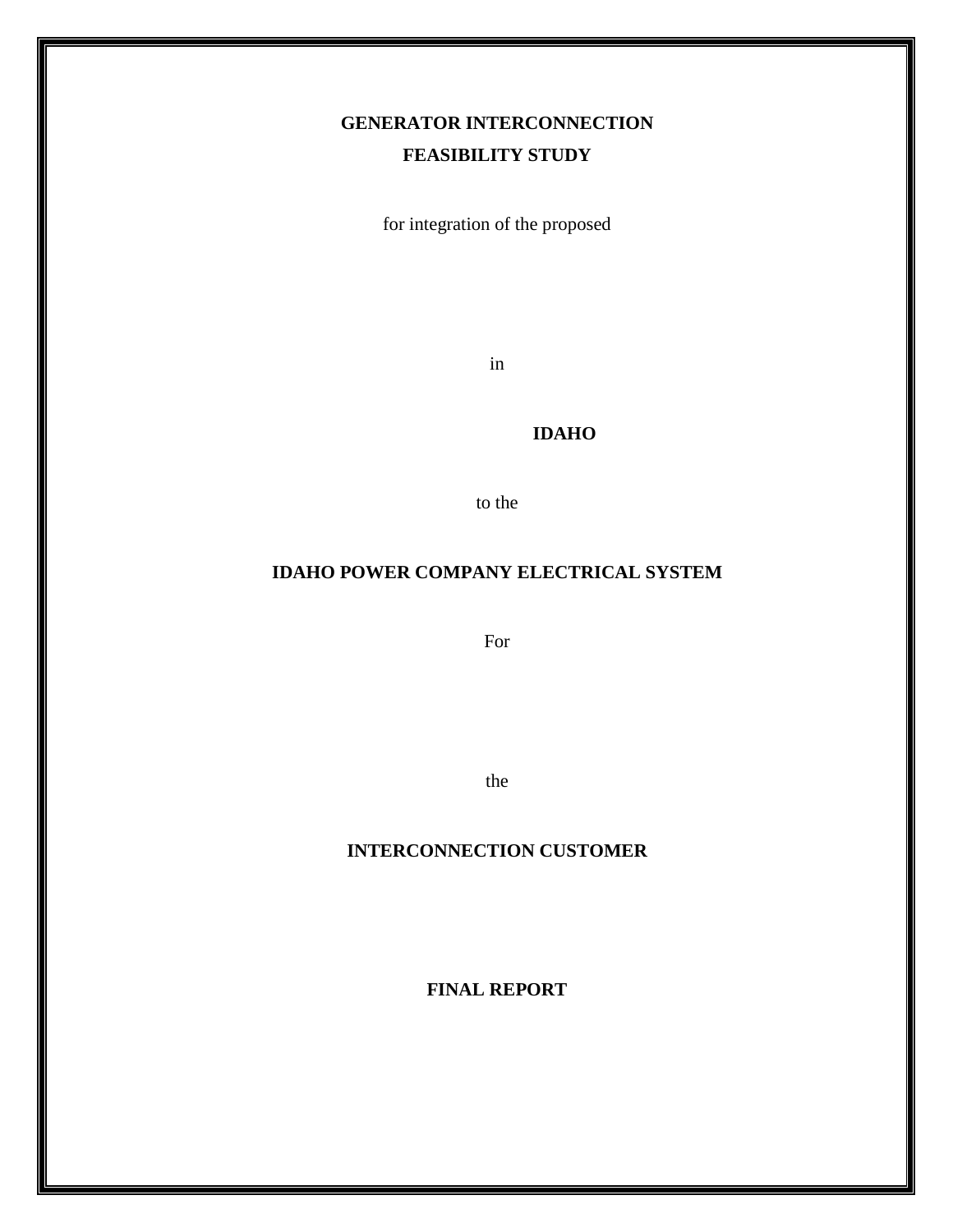**GENERATOR INTERCONNECTION**

**FEASIBILITY STUDY**

for integration of the proposed

in

**IDAHO**

to the

**IDAHO POWER COMPANY ELECTRICAL SYSTEM**

For

the

**INTERCONNECTION CUSTOMER**

**FINAL REPORT**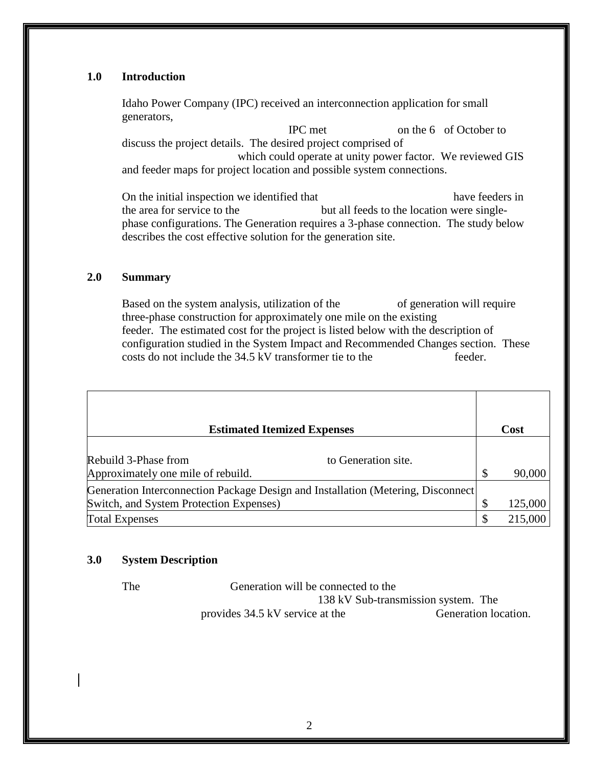## 1.0 Introduction

Idaho Power Company (IPC) received an interconnection application for small generators, IPC met on the 6 of October to discuss the project details. The desired project comprised of which could operate at unity power factor. We reviewed GIS and feeder maps for project location and possible system connections.

On the initial inspection we identified that have feeders in the area for service to the but all feeds to the location were single-phase configurations. The Generation requires a 3-phase connection. The study below describes the cost effective solution for the generation site.

## 2.0 Summary

Based on the system analysis, utilization of the of generation will require three-phase construction for approximately one mile on the existing feeder. The estimated cost for the project is listed below with the description of configuration studied in the System Impact and Recommended Changes section. These costs do not include the 34.5 kV transformer tie to the feeder.

| Estimated Itemized Expenses | Cost |
|---|---|
| Rebuild 3-Phase from to Generation site. Approximately one mile of rebuild. | $ 90,000 |
| Generation Interconnection Package Design and Installation (Metering, Disconnect Switch, and System Protection Expenses) | $ 125,000 |
| Total Expenses | $ 215,000 |

## 3.0 System Description

The Generation will be connected to the 138 kV Sub-transmission system. The provides 34.5 kV service at the Generation location.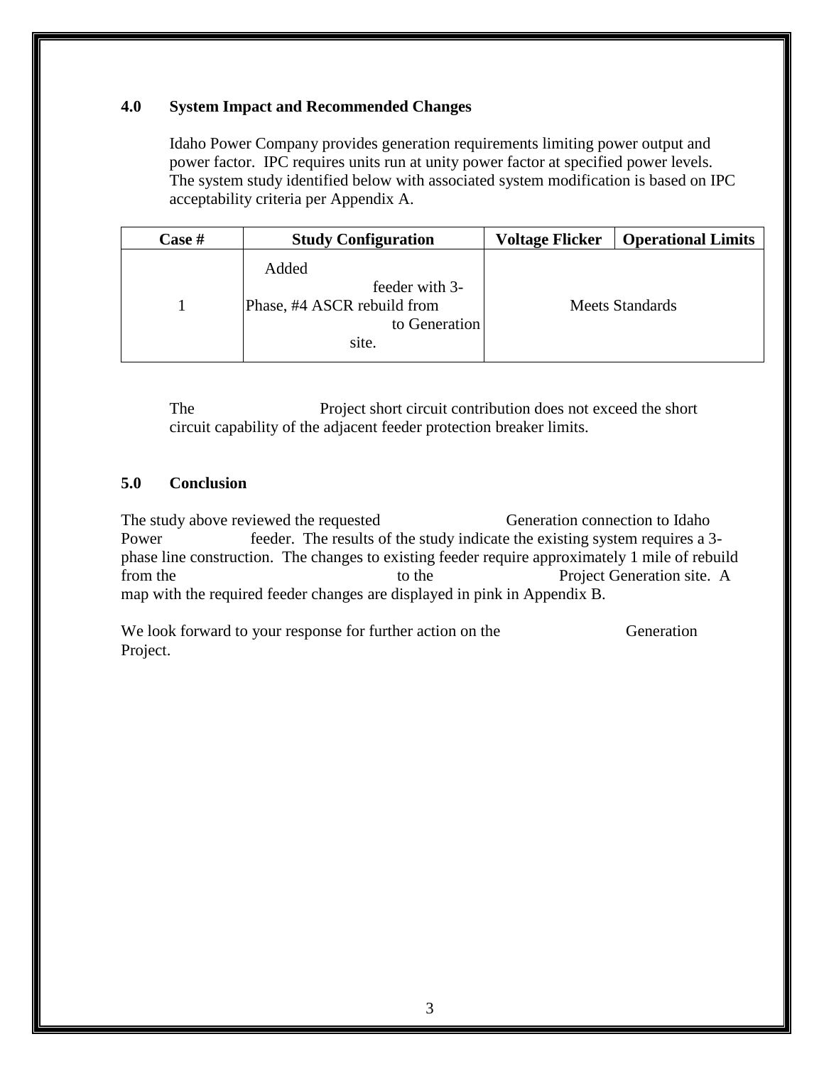### 4.0 System Impact and Recommended Changes

Idaho Power Company provides generation requirements limiting power output and power factor. IPC requires units run at unity power factor at specified power levels. The system study identified below with associated system modification is based on IPC acceptability criteria per Appendix A.

| Case # | Study Configuration | Voltage Flicker | Operational Limits |
|---|---|---|---|
| 1 | Added feeder with 3-Phase, #4 ASCR rebuild from to Generation site. | Meets Standards | |

The Project short circuit contribution does not exceed the short circuit capability of the adjacent feeder protection breaker limits.

### 5.0 Conclusion

The study above reviewed the requested Generation connection to Idaho Power feeder. The results of the study indicate the existing system requires a 3-phase line construction. The changes to existing feeder require approximately 1 mile of rebuild from the to the Project Generation site. A map with the required feeder changes are displayed in pink in Appendix B.

We look forward to your response for further action on the Generation Project.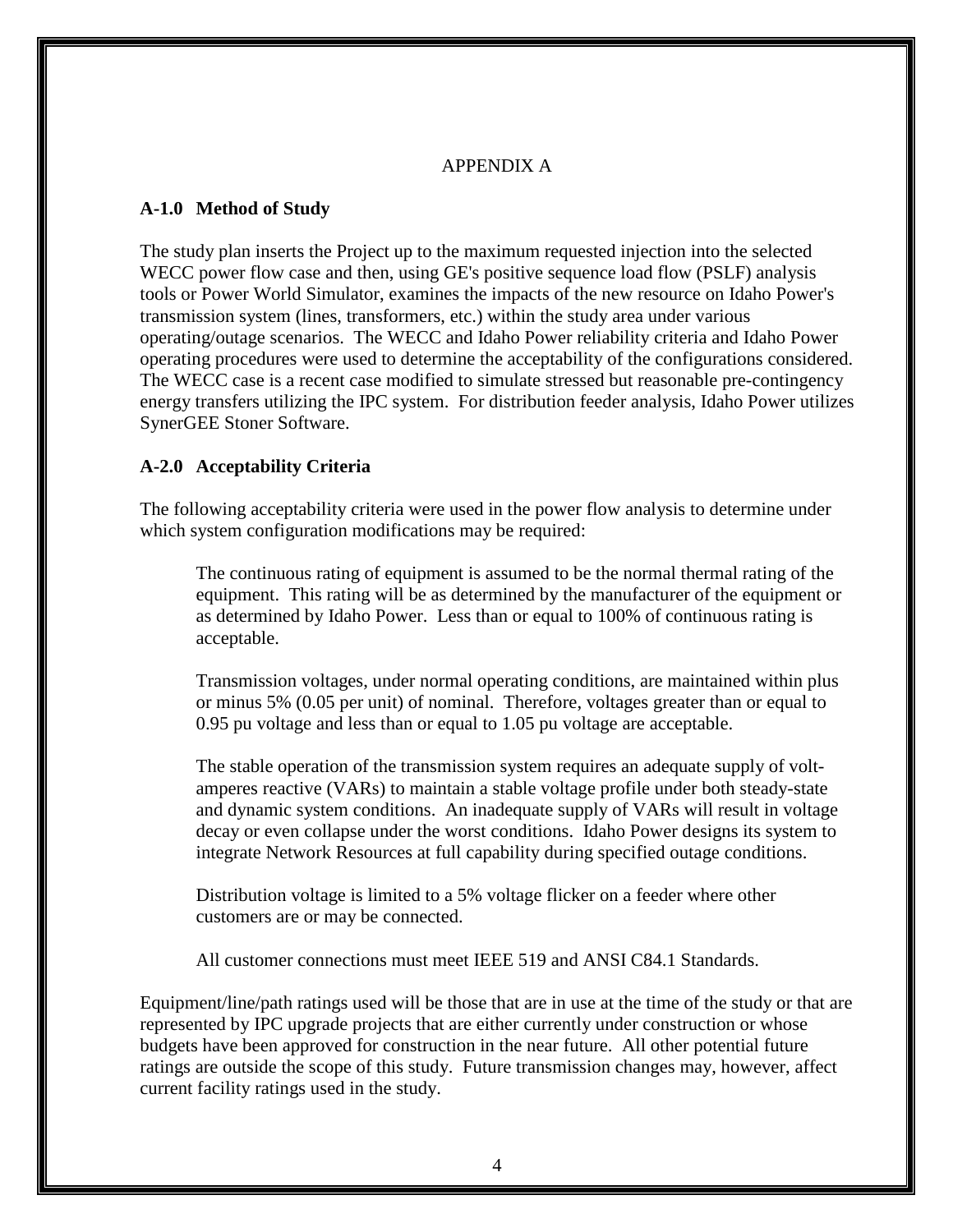# APPENDIX A

## A-1.0 Method of Study

The study plan inserts the Project up to the maximum requested injection into the selected WECC power flow case and then, using GE's positive sequence load flow (PSLF) analysis tools or Power World Simulator, examines the impacts of the new resource on Idaho Power's transmission system (lines, transformers, etc.) within the study area under various operating/outage scenarios. The WECC and Idaho Power reliability criteria and Idaho Power operating procedures were used to determine the acceptability of the configurations considered. The WECC case is a recent case modified to simulate stressed but reasonable pre-contingency energy transfers utilizing the IPC system. For distribution feeder analysis, Idaho Power utilizes SynerGEE Stoner Software.

## A-2.0 Acceptability Criteria

The following acceptability criteria were used in the power flow analysis to determine under which system configuration modifications may be required:

> The continuous rating of equipment is assumed to be the normal thermal rating of the equipment. This rating will be as determined by the manufacturer of the equipment or as determined by Idaho Power. Less than or equal to 100% of continuous rating is acceptable.
>
> Transmission voltages, under normal operating conditions, are maintained within plus or minus 5% (0.05 per unit) of nominal. Therefore, voltages greater than or equal to 0.95 pu voltage and less than or equal to 1.05 pu voltage are acceptable.
>
> The stable operation of the transmission system requires an adequate supply of volt-amperes reactive (VARs) to maintain a stable voltage profile under both steady-state and dynamic system conditions. An inadequate supply of VARs will result in voltage decay or even collapse under the worst conditions. Idaho Power designs its system to integrate Network Resources at full capability during specified outage conditions.
>
> Distribution voltage is limited to a 5% voltage flicker on a feeder where other customers are or may be connected.
>
> All customer connections must meet IEEE 519 and ANSI C84.1 Standards.

Equipment/line/path ratings used will be those that are in use at the time of the study or that are represented by IPC upgrade projects that are either currently under construction or whose budgets have been approved for construction in the near future. All other potential future ratings are outside the scope of this study. Future transmission changes may, however, affect current facility ratings used in the study.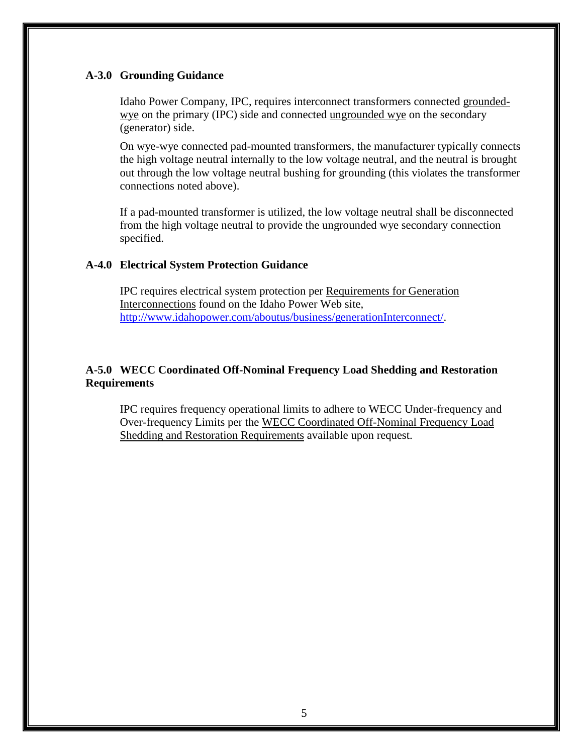## A-3.0 Grounding Guidance

Idaho Power Company, IPC, requires interconnect transformers connected grounded-wye on the primary (IPC) side and connected ungrounded wye on the secondary (generator) side.

On wye-wye connected pad-mounted transformers, the manufacturer typically connects the high voltage neutral internally to the low voltage neutral, and the neutral is brought out through the low voltage neutral bushing for grounding (this violates the transformer connections noted above).

If a pad-mounted transformer is utilized, the low voltage neutral shall be disconnected from the high voltage neutral to provide the ungrounded wye secondary connection specified.

## A-4.0 Electrical System Protection Guidance

IPC requires electrical system protection per Requirements for Generation Interconnections found on the Idaho Power Web site, [http://www.idahopower.com/aboutus/business/generationInterconnect/](http://www.idahopower.com/aboutus/business/generationInterconnect/).

## A-5.0 WECC Coordinated Off-Nominal Frequency Load Shedding and Restoration Requirements

IPC requires frequency operational limits to adhere to WECC Under-frequency and Over-frequency Limits per the WECC Coordinated Off-Nominal Frequency Load Shedding and Restoration Requirements available upon request.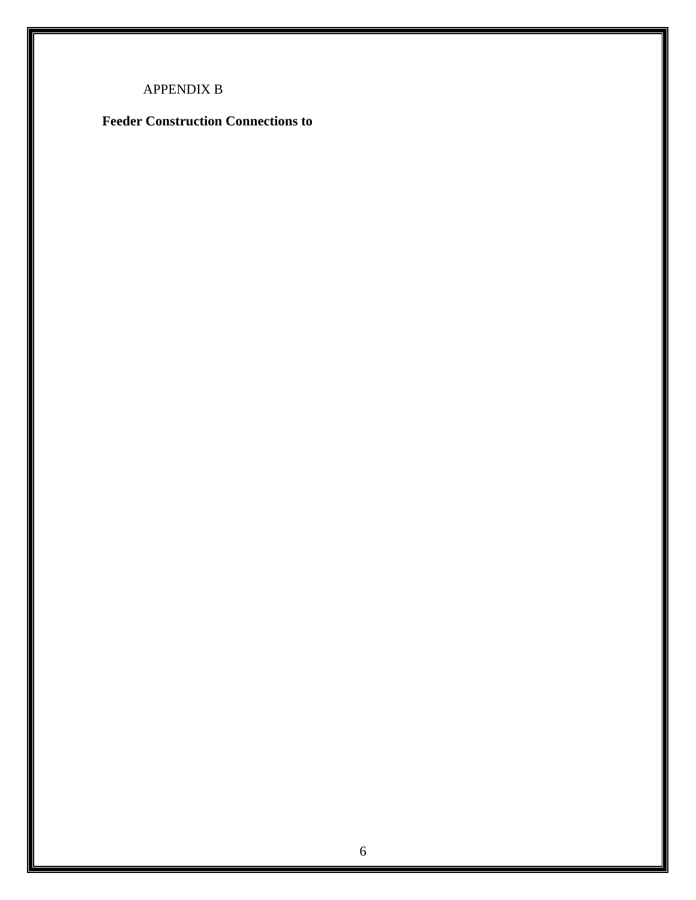APPENDIX B

**Feeder Construction Connections to**